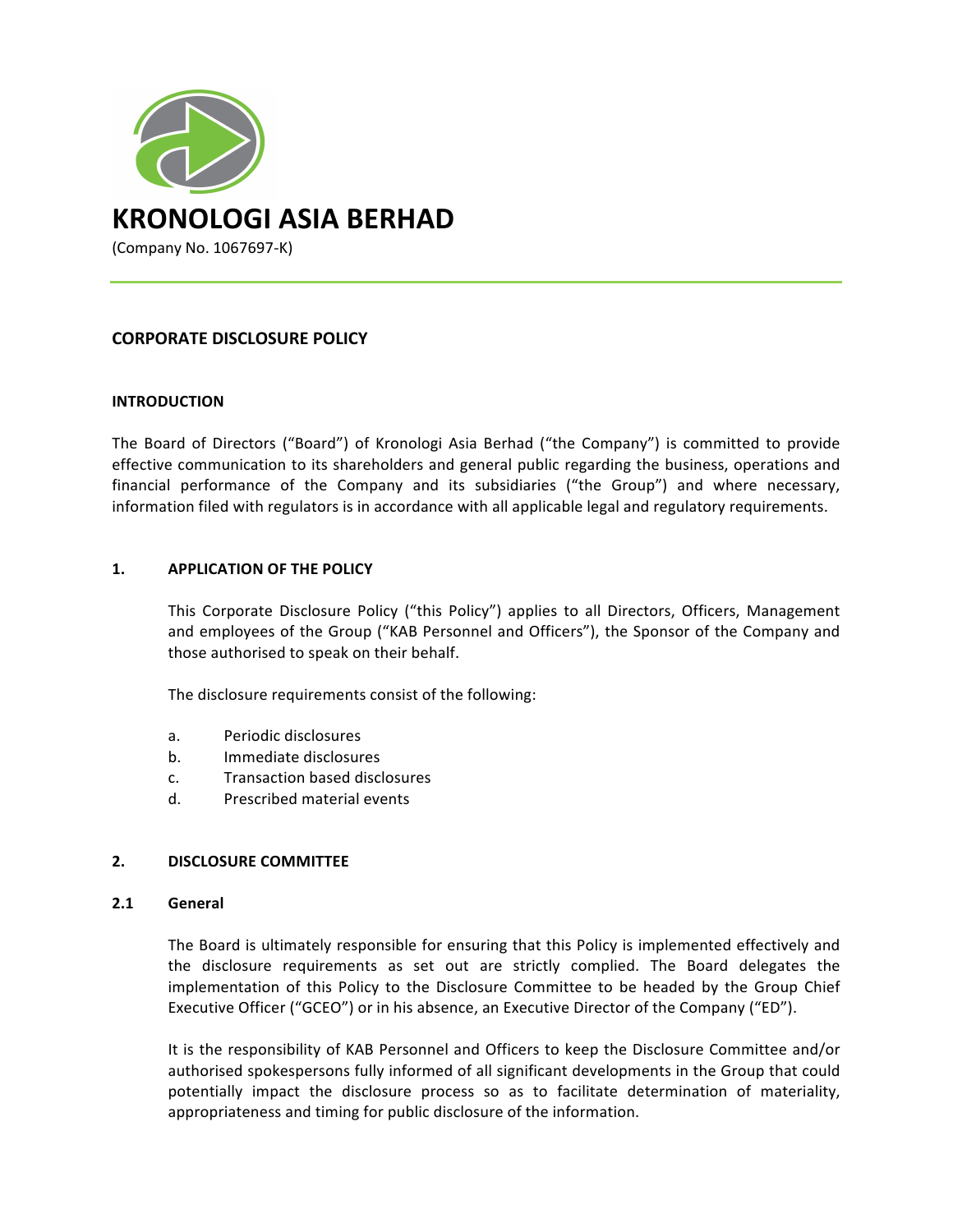# KRONOLOGI ASIA BERHAD

(Company No. 1067697-K)

## CORPORATE DISCLOSURE POLICY

### INTRODUCTION

The Board of Directors ("Board") of Kronologi Asia Berhad ("the Company") is committed to provide effective communication to its shareholders and general public regarding the business, operations and financial performance of the Company and its subsidiaries ("the Group") and where necessary, information filed with regulators is in accordance with all applicable legal and regulatory requirements.

### 1. APPLICATION OF THE POLICY

This Corporate Disclosure Policy ("this Policy") applies to all Directors, Officers, Management and employees of the Group ("KAB Personnel and Officers"), the Sponsor of the Company and those authorised to speak on their behalf.

The disclosure requirements consist of the following:

a. Periodic disclosures
b. Immediate disclosures
c. Transaction based disclosures
d. Prescribed material events

### 2. DISCLOSURE COMMITTEE

#### 2.1 General

The Board is ultimately responsible for ensuring that this Policy is implemented effectively and the disclosure requirements as set out are strictly complied. The Board delegates the implementation of this Policy to the Disclosure Committee to be headed by the Group Chief Executive Officer ("GCEO") or in his absence, an Executive Director of the Company ("ED").

It is the responsibility of KAB Personnel and Officers to keep the Disclosure Committee and/or authorised spokespersons fully informed of all significant developments in the Group that could potentially impact the disclosure process so as to facilitate determination of materiality, appropriateness and timing for public disclosure of the information.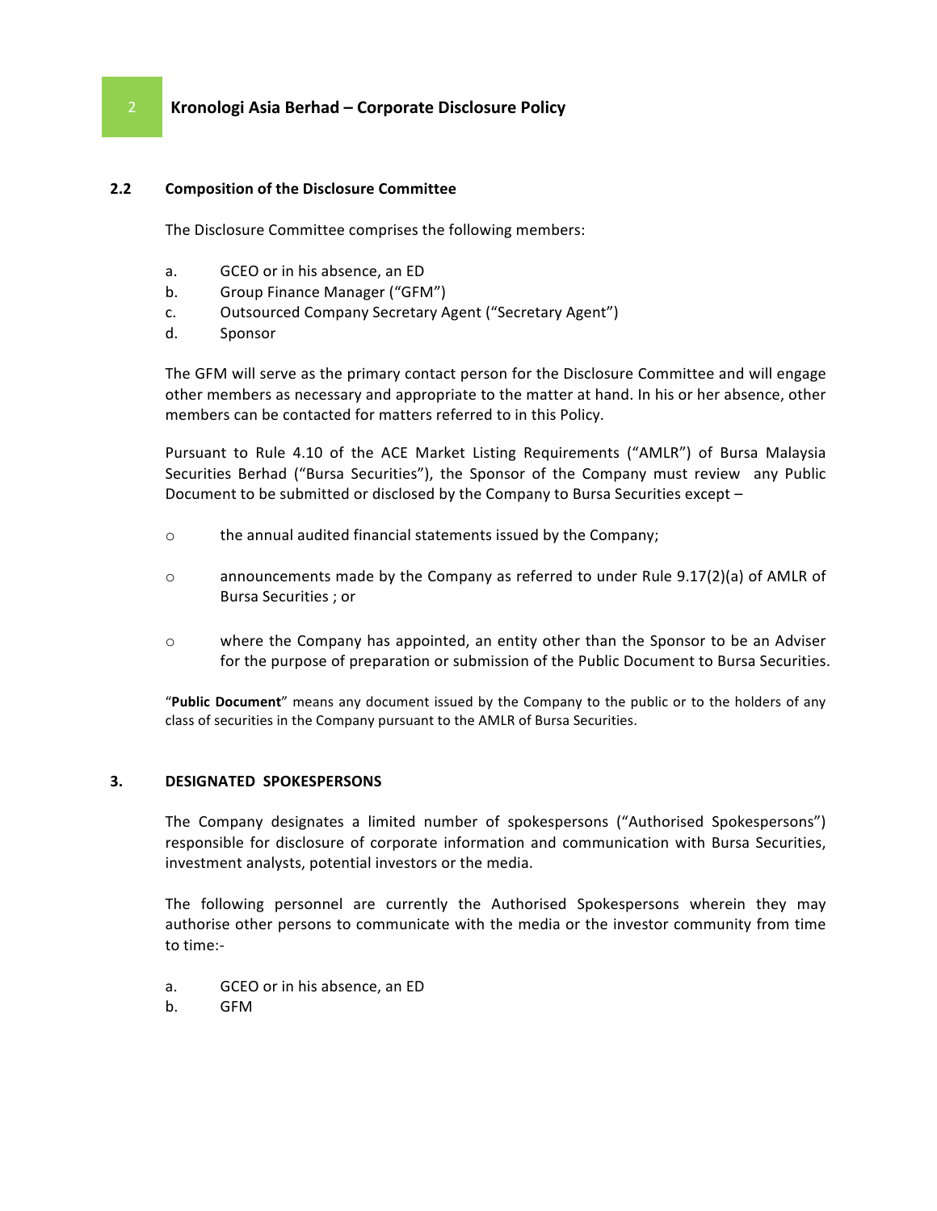### 2.2 Composition of the Disclosure Committee

The Disclosure Committee comprises the following members:

a. GCEO or in his absence, an ED
b. Group Finance Manager ("GFM")
c. Outsourced Company Secretary Agent ("Secretary Agent")
d. Sponsor

The GFM will serve as the primary contact person for the Disclosure Committee and will engage other members as necessary and appropriate to the matter at hand. In his or her absence, other members can be contacted for matters referred to in this Policy.

Pursuant to Rule 4.10 of the ACE Market Listing Requirements ("AMLR") of Bursa Malaysia Securities Berhad ("Bursa Securities"), the Sponsor of the Company must review any Public Document to be submitted or disclosed by the Company to Bursa Securities except –

- the annual audited financial statements issued by the Company;
- announcements made by the Company as referred to under Rule 9.17(2)(a) of AMLR of Bursa Securities ; or
- where the Company has appointed, an entity other than the Sponsor to be an Adviser for the purpose of preparation or submission of the Public Document to Bursa Securities.

"**Public Document**" means any document issued by the Company to the public or to the holders of any class of securities in the Company pursuant to the AMLR of Bursa Securities.

## 3. DESIGNATED SPOKESPERSONS

The Company designates a limited number of spokespersons ("Authorised Spokespersons") responsible for disclosure of corporate information and communication with Bursa Securities, investment analysts, potential investors or the media.

The following personnel are currently the Authorised Spokespersons wherein they may authorise other persons to communicate with the media or the investor community from time to time:-

a. GCEO or in his absence, an ED
b. GFM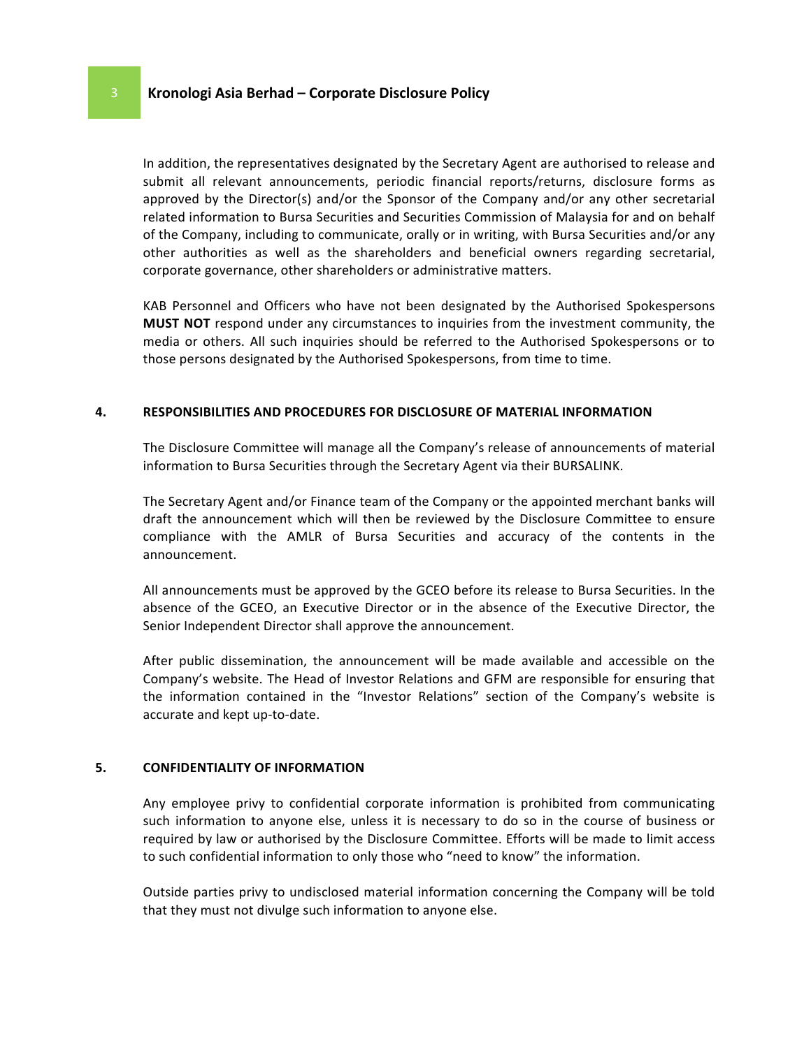In addition, the representatives designated by the Secretary Agent are authorised to release and submit all relevant announcements, periodic financial reports/returns, disclosure forms as approved by the Director(s) and/or the Sponsor of the Company and/or any other secretarial related information to Bursa Securities and Securities Commission of Malaysia for and on behalf of the Company, including to communicate, orally or in writing, with Bursa Securities and/or any other authorities as well as the shareholders and beneficial owners regarding secretarial, corporate governance, other shareholders or administrative matters.

KAB Personnel and Officers who have not been designated by the Authorised Spokespersons **MUST NOT** respond under any circumstances to inquiries from the investment community, the media or others. All such inquiries should be referred to the Authorised Spokespersons or to those persons designated by the Authorised Spokespersons, from time to time.

## 4. RESPONSIBILITIES AND PROCEDURES FOR DISCLOSURE OF MATERIAL INFORMATION

The Disclosure Committee will manage all the Company's release of announcements of material information to Bursa Securities through the Secretary Agent via their BURSALINK.

The Secretary Agent and/or Finance team of the Company or the appointed merchant banks will draft the announcement which will then be reviewed by the Disclosure Committee to ensure compliance with the AMLR of Bursa Securities and accuracy of the contents in the announcement.

All announcements must be approved by the GCEO before its release to Bursa Securities. In the absence of the GCEO, an Executive Director or in the absence of the Executive Director, the Senior Independent Director shall approve the announcement.

After public dissemination, the announcement will be made available and accessible on the Company's website. The Head of Investor Relations and GFM are responsible for ensuring that the information contained in the "Investor Relations" section of the Company's website is accurate and kept up-to-date.

## 5. CONFIDENTIALITY OF INFORMATION

Any employee privy to confidential corporate information is prohibited from communicating such information to anyone else, unless it is necessary to do so in the course of business or required by law or authorised by the Disclosure Committee. Efforts will be made to limit access to such confidential information to only those who "need to know" the information.

Outside parties privy to undisclosed material information concerning the Company will be told that they must not divulge such information to anyone else.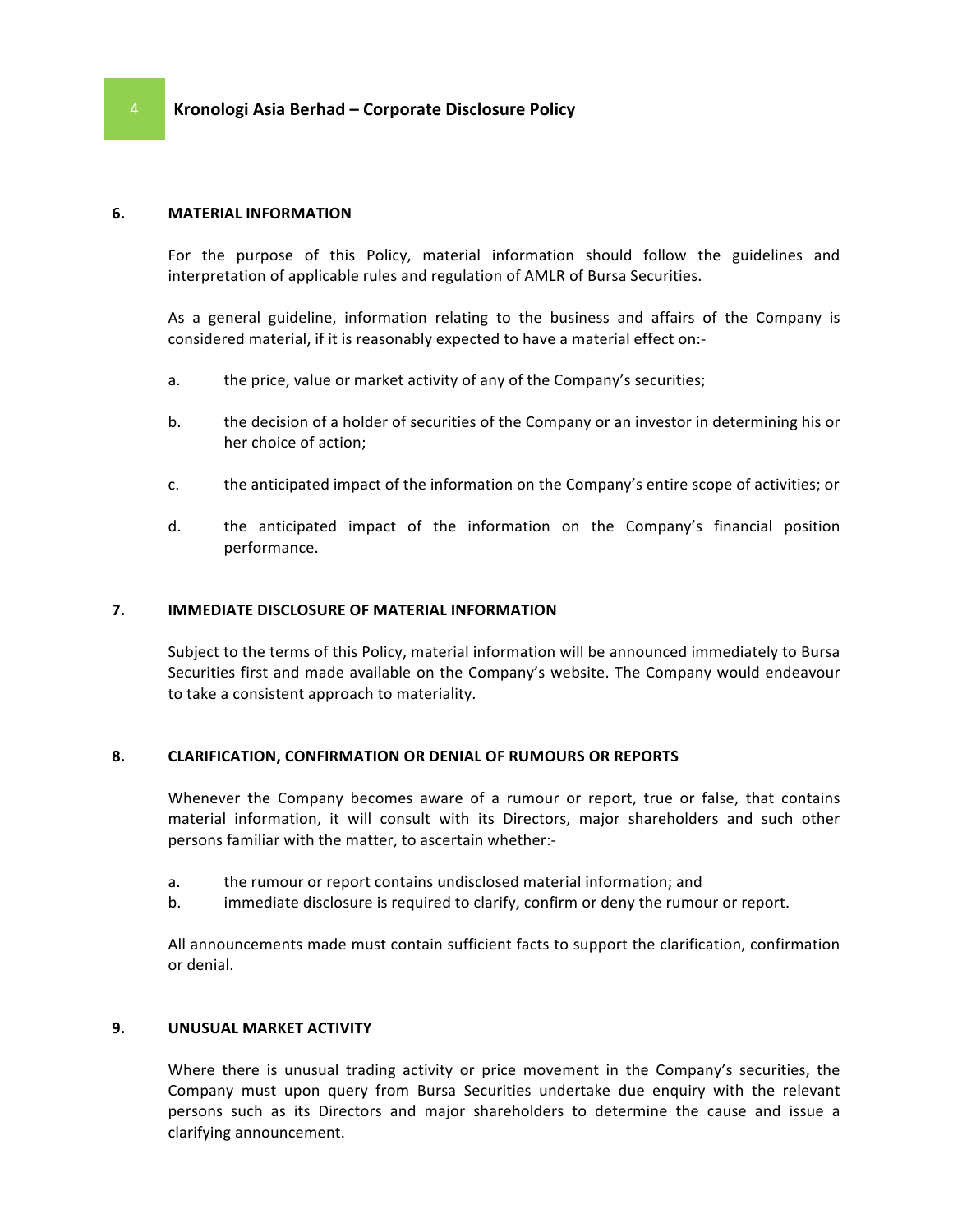## 6. MATERIAL INFORMATION

For the purpose of this Policy, material information should follow the guidelines and interpretation of applicable rules and regulation of AMLR of Bursa Securities.

As a general guideline, information relating to the business and affairs of the Company is considered material, if it is reasonably expected to have a material effect on:-

a. the price, value or market activity of any of the Company's securities;

b. the decision of a holder of securities of the Company or an investor in determining his or her choice of action;

c. the anticipated impact of the information on the Company's entire scope of activities; or

d. the anticipated impact of the information on the Company's financial position performance.

## 7. IMMEDIATE DISCLOSURE OF MATERIAL INFORMATION

Subject to the terms of this Policy, material information will be announced immediately to Bursa Securities first and made available on the Company's website. The Company would endeavour to take a consistent approach to materiality.

## 8. CLARIFICATION, CONFIRMATION OR DENIAL OF RUMOURS OR REPORTS

Whenever the Company becomes aware of a rumour or report, true or false, that contains material information, it will consult with its Directors, major shareholders and such other persons familiar with the matter, to ascertain whether:-

a. the rumour or report contains undisclosed material information; and
b. immediate disclosure is required to clarify, confirm or deny the rumour or report.

All announcements made must contain sufficient facts to support the clarification, confirmation or denial.

## 9. UNUSUAL MARKET ACTIVITY

Where there is unusual trading activity or price movement in the Company's securities, the Company must upon query from Bursa Securities undertake due enquiry with the relevant persons such as its Directors and major shareholders to determine the cause and issue a clarifying announcement.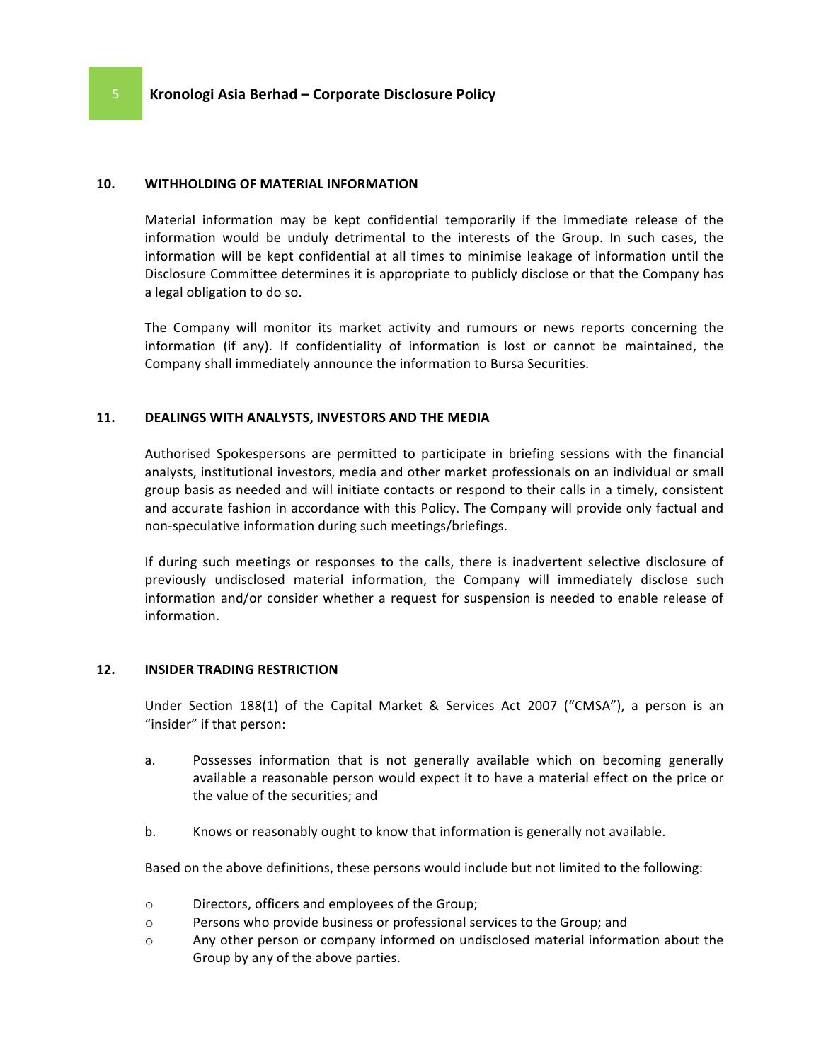## 10. WITHHOLDING OF MATERIAL INFORMATION

Material information may be kept confidential temporarily if the immediate release of the information would be unduly detrimental to the interests of the Group. In such cases, the information will be kept confidential at all times to minimise leakage of information until the Disclosure Committee determines it is appropriate to publicly disclose or that the Company has a legal obligation to do so.

The Company will monitor its market activity and rumours or news reports concerning the information (if any). If confidentiality of information is lost or cannot be maintained, the Company shall immediately announce the information to Bursa Securities.

## 11. DEALINGS WITH ANALYSTS, INVESTORS AND THE MEDIA

Authorised Spokespersons are permitted to participate in briefing sessions with the financial analysts, institutional investors, media and other market professionals on an individual or small group basis as needed and will initiate contacts or respond to their calls in a timely, consistent and accurate fashion in accordance with this Policy. The Company will provide only factual and non-speculative information during such meetings/briefings.

If during such meetings or responses to the calls, there is inadvertent selective disclosure of previously undisclosed material information, the Company will immediately disclose such information and/or consider whether a request for suspension is needed to enable release of information.

## 12. INSIDER TRADING RESTRICTION

Under Section 188(1) of the Capital Market & Services Act 2007 ("CMSA"), a person is an "insider" if that person:

a. Possesses information that is not generally available which on becoming generally available a reasonable person would expect it to have a material effect on the price or the value of the securities; and

b. Knows or reasonably ought to know that information is generally not available.

Based on the above definitions, these persons would include but not limited to the following:

- Directors, officers and employees of the Group;
- Persons who provide business or professional services to the Group; and
- Any other person or company informed on undisclosed material information about the Group by any of the above parties.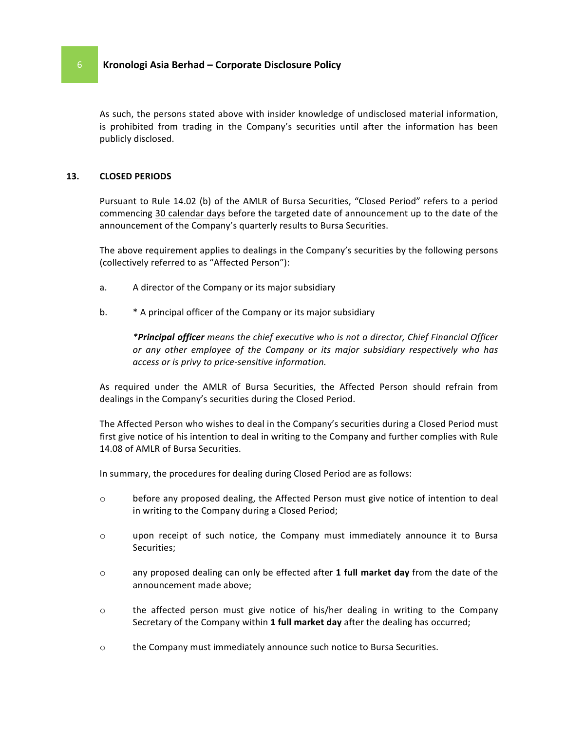As such, the persons stated above with insider knowledge of undisclosed material information, is prohibited from trading in the Company's securities until after the information has been publicly disclosed.

## 13. CLOSED PERIODS

Pursuant to Rule 14.02 (b) of the AMLR of Bursa Securities, "Closed Period" refers to a period commencing 30 calendar days before the targeted date of announcement up to the date of the announcement of the Company's quarterly results to Bursa Securities.

The above requirement applies to dealings in the Company's securities by the following persons (collectively referred to as "Affected Person"):

a. A director of the Company or its major subsidiary

b. * A principal officer of the Company or its major subsidiary

   ***Principal officer*** *means the chief executive who is not a director, Chief Financial Officer or any other employee of the Company or its major subsidiary respectively who has access or is privy to price-sensitive information.*

As required under the AMLR of Bursa Securities, the Affected Person should refrain from dealings in the Company's securities during the Closed Period.

The Affected Person who wishes to deal in the Company's securities during a Closed Period must first give notice of his intention to deal in writing to the Company and further complies with Rule 14.08 of AMLR of Bursa Securities.

In summary, the procedures for dealing during Closed Period are as follows:

- before any proposed dealing, the Affected Person must give notice of intention to deal in writing to the Company during a Closed Period;
- upon receipt of such notice, the Company must immediately announce it to Bursa Securities;
- any proposed dealing can only be effected after **1 full market day** from the date of the announcement made above;
- the affected person must give notice of his/her dealing in writing to the Company Secretary of the Company within **1 full market day** after the dealing has occurred;
- the Company must immediately announce such notice to Bursa Securities.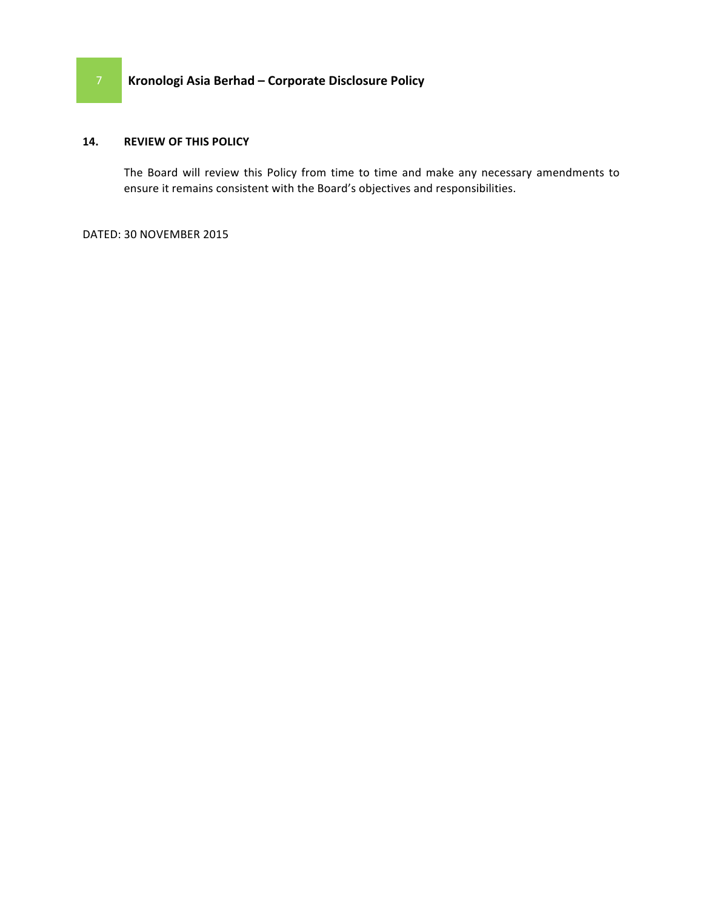## 14. REVIEW OF THIS POLICY

The Board will review this Policy from time to time and make any necessary amendments to ensure it remains consistent with the Board's objectives and responsibilities.

DATED: 30 NOVEMBER 2015